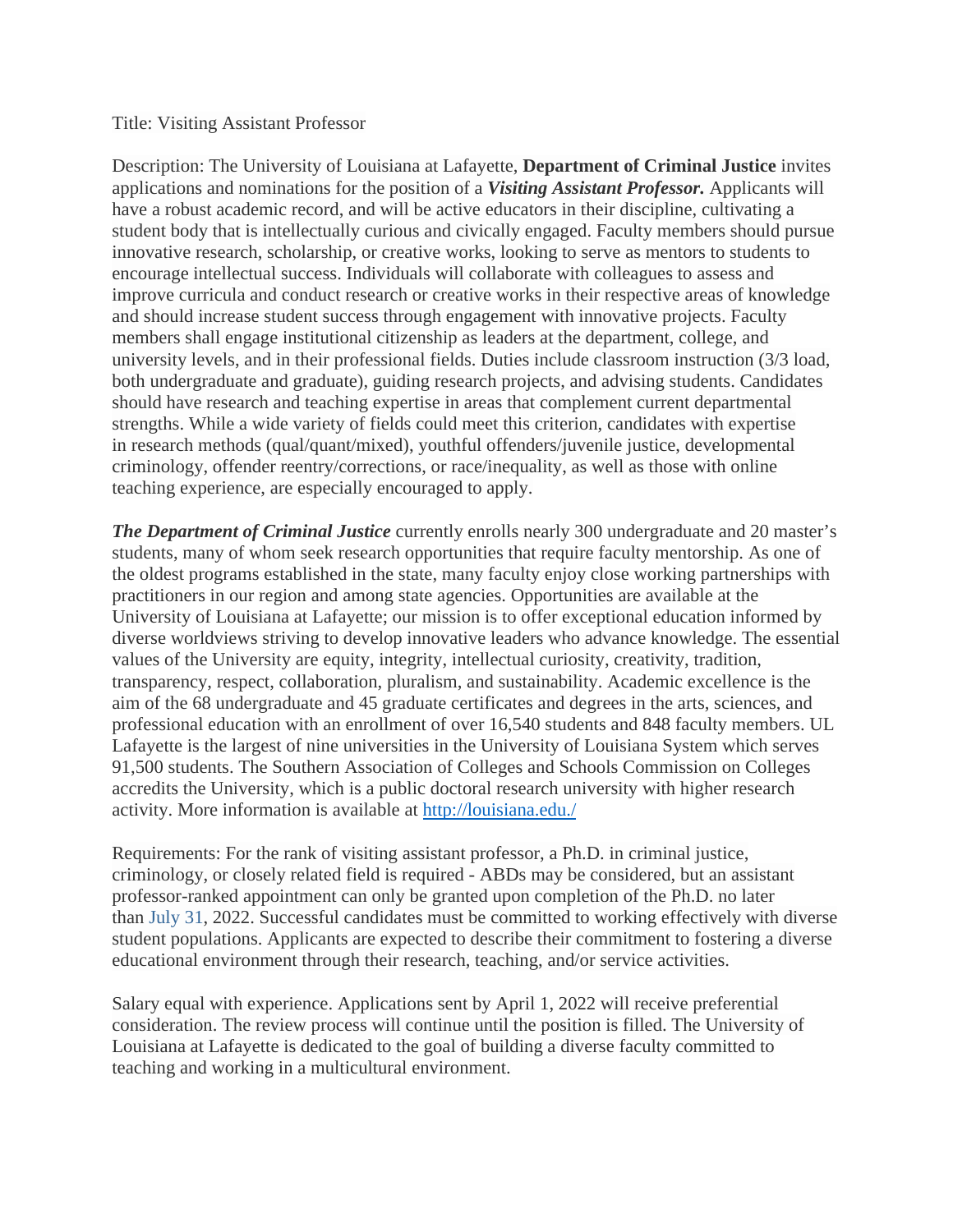Title: Visiting Assistant Professor

Description: The University of Louisiana at Lafayette, **Department of Criminal Justice** invites applications and nominations for the position of a ***Visiting Assistant Professor.*** Applicants will have a robust academic record, and will be active educators in their discipline, cultivating a student body that is intellectually curious and civically engaged. Faculty members should pursue innovative research, scholarship, or creative works, looking to serve as mentors to students to encourage intellectual success. Individuals will collaborate with colleagues to assess and improve curricula and conduct research or creative works in their respective areas of knowledge and should increase student success through engagement with innovative projects. Faculty members shall engage institutional citizenship as leaders at the department, college, and university levels, and in their professional fields. Duties include classroom instruction (3/3 load, both undergraduate and graduate), guiding research projects, and advising students. Candidates should have research and teaching expertise in areas that complement current departmental strengths. While a wide variety of fields could meet this criterion, candidates with expertise in research methods (qual/quant/mixed), youthful offenders/juvenile justice, developmental criminology, offender reentry/corrections, or race/inequality, as well as those with online teaching experience, are especially encouraged to apply.

***The Department of Criminal Justice*** currently enrolls nearly 300 undergraduate and 20 master's students, many of whom seek research opportunities that require faculty mentorship. As one of the oldest programs established in the state, many faculty enjoy close working partnerships with practitioners in our region and among state agencies. Opportunities are available at the University of Louisiana at Lafayette; our mission is to offer exceptional education informed by diverse worldviews striving to develop innovative leaders who advance knowledge. The essential values of the University are equity, integrity, intellectual curiosity, creativity, tradition, transparency, respect, collaboration, pluralism, and sustainability. Academic excellence is the aim of the 68 undergraduate and 45 graduate certificates and degrees in the arts, sciences, and professional education with an enrollment of over 16,540 students and 848 faculty members. UL Lafayette is the largest of nine universities in the University of Louisiana System which serves 91,500 students. The Southern Association of Colleges and Schools Commission on Colleges accredits the University, which is a public doctoral research university with higher research activity. More information is available at [http://louisiana.edu./](http://louisiana.edu./)

Requirements: For the rank of visiting assistant professor, a Ph.D. in criminal justice, criminology, or closely related field is required - ABDs may be considered, but an assistant professor-ranked appointment can only be granted upon completion of the Ph.D. no later than July 31, 2022. Successful candidates must be committed to working effectively with diverse student populations. Applicants are expected to describe their commitment to fostering a diverse educational environment through their research, teaching, and/or service activities.

Salary equal with experience. Applications sent by April 1, 2022 will receive preferential consideration. The review process will continue until the position is filled. The University of Louisiana at Lafayette is dedicated to the goal of building a diverse faculty committed to teaching and working in a multicultural environment.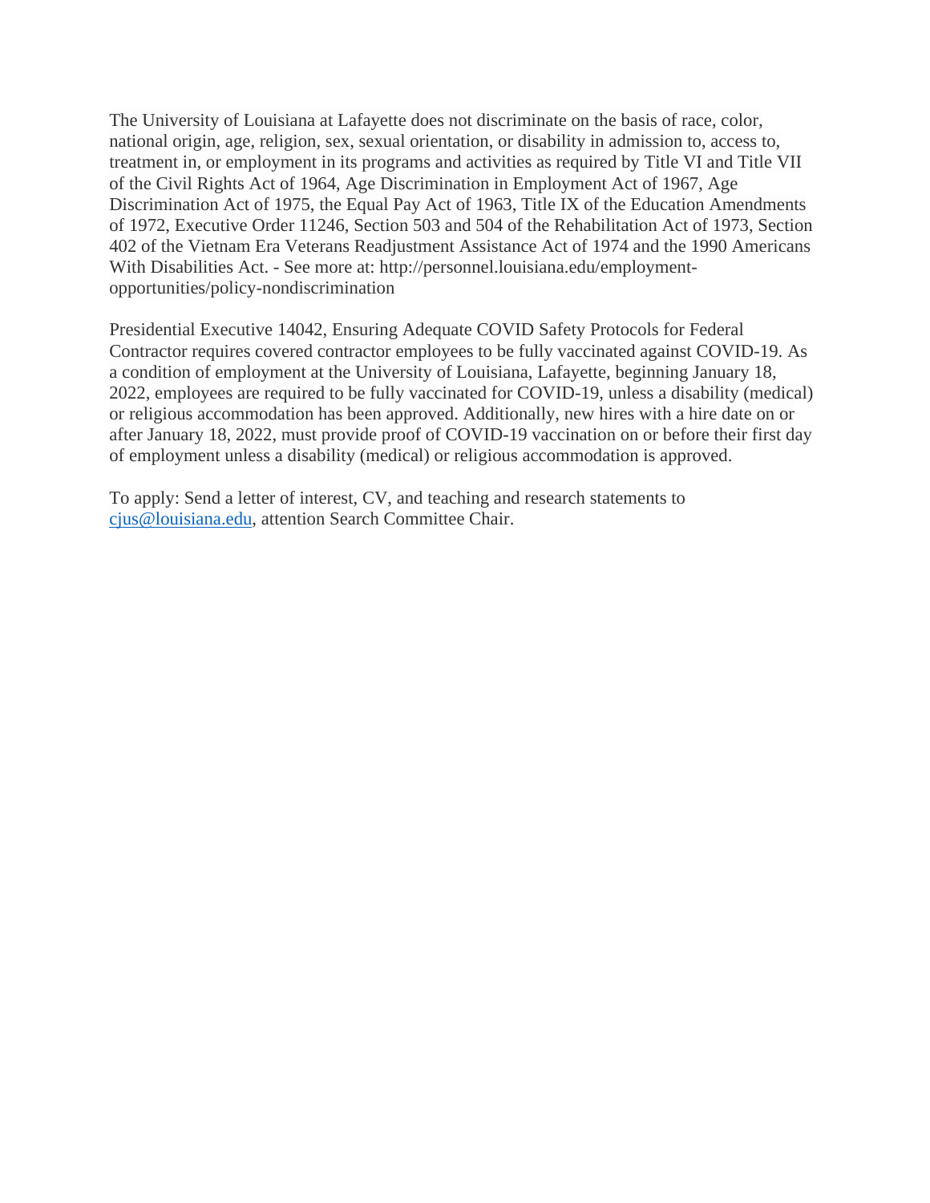The University of Louisiana at Lafayette does not discriminate on the basis of race, color, national origin, age, religion, sex, sexual orientation, or disability in admission to, access to, treatment in, or employment in its programs and activities as required by Title VI and Title VII of the Civil Rights Act of 1964, Age Discrimination in Employment Act of 1967, Age Discrimination Act of 1975, the Equal Pay Act of 1963, Title IX of the Education Amendments of 1972, Executive Order 11246, Section 503 and 504 of the Rehabilitation Act of 1973, Section 402 of the Vietnam Era Veterans Readjustment Assistance Act of 1974 and the 1990 Americans With Disabilities Act. - See more at: http://personnel.louisiana.edu/employment-opportunities/policy-nondiscrimination

Presidential Executive 14042, Ensuring Adequate COVID Safety Protocols for Federal Contractor requires covered contractor employees to be fully vaccinated against COVID-19. As a condition of employment at the University of Louisiana, Lafayette, beginning January 18, 2022, employees are required to be fully vaccinated for COVID-19, unless a disability (medical) or religious accommodation has been approved. Additionally, new hires with a hire date on or after January 18, 2022, must provide proof of COVID-19 vaccination on or before their first day of employment unless a disability (medical) or religious accommodation is approved.

To apply: Send a letter of interest, CV, and teaching and research statements to cjus@louisiana.edu, attention Search Committee Chair.